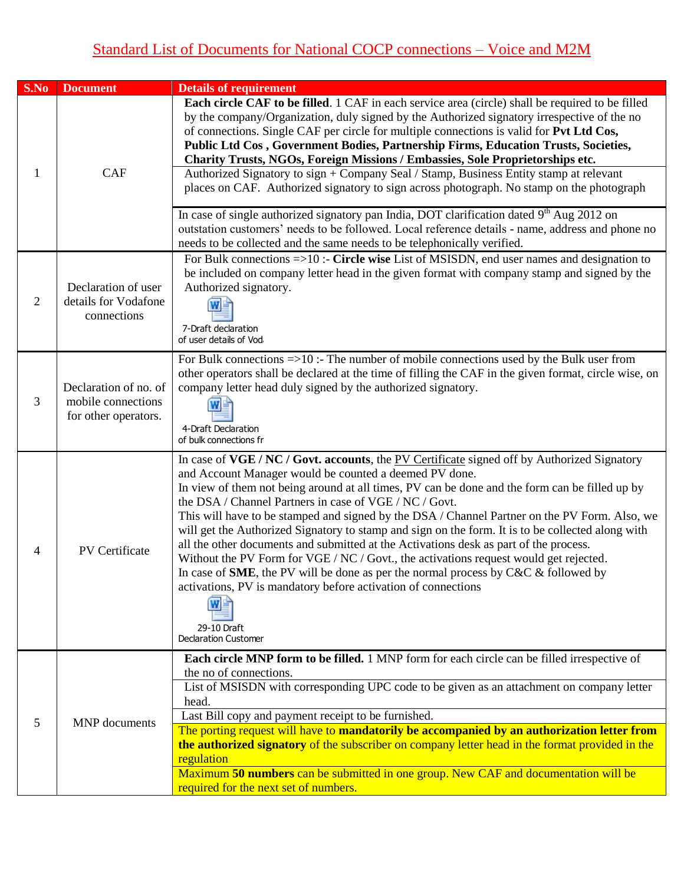# Standard List of Documents for National COCP connections – Voice and M2M

| S.No | Document | Details of requirement |
|---|---|---|
| 1 | CAF | **Each circle CAF to be filled**. 1 CAF in each service area (circle) shall be required to be filled by the company/Organization, duly signed by the Authorized signatory irrespective of the no of connections. Single CAF per circle for multiple connections is valid for **Pvt Ltd Cos, Public Ltd Cos , Government Bodies, Partnership Firms, Education Trusts, Societies, Charity Trusts, NGOs, Foreign Missions / Embassies, Sole Proprietorships etc.**<br><br>Authorized Signatory to sign + Company Seal / Stamp, Business Entity stamp at relevant places on CAF. Authorized signatory to sign across photograph. No stamp on the photograph<br><br>In case of single authorized signatory pan India, DOT clarification dated 9th Aug 2012 on outstation customers' needs to be followed. Local reference details - name, address and phone no needs to be collected and the same needs to be telephonically verified. |
| 2 | Declaration of user details for Vodafone connections | For Bulk connections =>10 :- **Circle wise** List of MSISDN, end user names and designation to be included on company letter head in the given format with company stamp and signed by the Authorized signatory.<br><br>7-Draft declaration of user details of Vod |
| 3 | Declaration of no. of mobile connections for other operators. | For Bulk connections =>10 :- The number of mobile connections used by the Bulk user from other operators shall be declared at the time of filling the CAF in the given format, circle wise, on company letter head duly signed by the authorized signatory.<br><br>4-Draft Declaration of bulk connections fr |
| 4 | PV Certificate | In case of **VGE / NC / Govt. accounts**, the PV Certificate signed off by Authorized Signatory and Account Manager would be counted a deemed PV done.<br>In view of them not being around at all times, PV can be done and the form can be filled up by the DSA / Channel Partners in case of VGE / NC / Govt.<br>This will have to be stamped and signed by the DSA / Channel Partner on the PV Form. Also, we will get the Authorized Signatory to stamp and sign on the form. It is to be collected along with all the other documents and submitted at the Activations desk as part of the process.<br>Without the PV Form for VGE / NC / Govt., the activations request would get rejected.<br>In case of **SME**, the PV will be done as per the normal process by C&C & followed by activations, PV is mandatory before activation of connections<br><br>29-10 Draft Declaration Customer |
| 5 | MNP documents | **Each circle MNP form to be filled.** 1 MNP form for each circle can be filled irrespective of the no of connections.<br><br>List of MSISDN with corresponding UPC code to be given as an attachment on company letter head.<br><br>Last Bill copy and payment receipt to be furnished.<br><br>The porting request will have to **mandatorily be accompanied by an authorization letter from the authorized signatory** of the subscriber on company letter head in the format provided in the regulation<br><br>Maximum **50 numbers** can be submitted in one group. New CAF and documentation will be required for the next set of numbers. |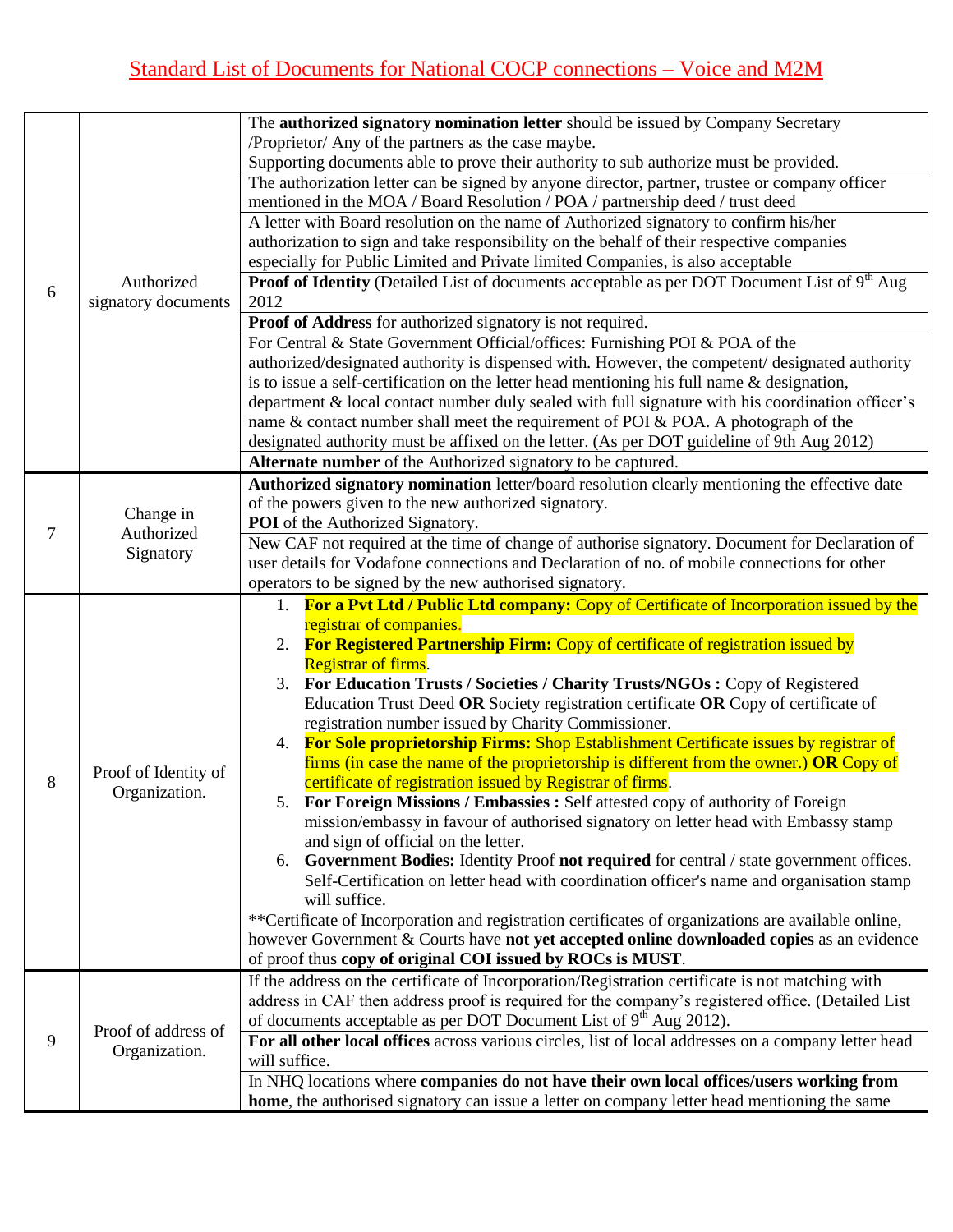# Standard List of Documents for National COCP connections – Voice and M2M

| | | |
|---|---|---|
| 6 | Authorized signatory documents | The **authorized signatory nomination letter** should be issued by Company Secretary /Proprietor/ Any of the partners as the case maybe.<br>Supporting documents able to prove their authority to sub authorize must be provided. |
| | | The authorization letter can be signed by anyone director, partner, trustee or company officer mentioned in the MOA / Board Resolution / POA / partnership deed / trust deed |
| | | A letter with Board resolution on the name of Authorized signatory to confirm his/her authorization to sign and take responsibility on the behalf of their respective companies especially for Public Limited and Private limited Companies, is also acceptable |
| | | **Proof of Identity** (Detailed List of documents acceptable as per DOT Document List of 9th Aug 2012 |
| | | **Proof of Address** for authorized signatory is not required. |
| | | For Central & State Government Official/offices: Furnishing POI & POA of the authorized/designated authority is dispensed with. However, the competent/ designated authority is to issue a self-certification on the letter head mentioning his full name & designation, department & local contact number duly sealed with full signature with his coordination officer's name & contact number shall meet the requirement of POI & POA. A photograph of the designated authority must be affixed on the letter. (As per DOT guideline of 9th Aug 2012) |
| | | **Alternate number** of the Authorized signatory to be captured. |
| 7 | Change in Authorized Signatory | **Authorized signatory nomination** letter/board resolution clearly mentioning the effective date of the powers given to the new authorized signatory.<br>**POI** of the Authorized Signatory. |
| | | New CAF not required at the time of change of authorise signatory. Document for Declaration of user details for Vodafone connections and Declaration of no. of mobile connections for other operators to be signed by the new authorised signatory. |
| 8 | Proof of Identity of Organization. | 1. **For a Pvt Ltd / Public Ltd company:** Copy of Certificate of Incorporation issued by the registrar of companies.<br>2. **For Registered Partnership Firm:** Copy of certificate of registration issued by Registrar of firms.<br>3. **For Education Trusts / Societies / Charity Trusts/NGOs :** Copy of Registered Education Trust Deed **OR** Society registration certificate **OR** Copy of certificate of registration number issued by Charity Commissioner.<br>4. **For Sole proprietorship Firms:** Shop Establishment Certificate issues by registrar of firms (in case the name of the proprietorship is different from the owner.) **OR** Copy of certificate of registration issued by Registrar of firms.<br>5. **For Foreign Missions / Embassies :** Self attested copy of authority of Foreign mission/embassy in favour of authorised signatory on letter head with Embassy stamp and sign of official on the letter.<br>6. **Government Bodies:** Identity Proof **not required** for central / state government offices. Self-Certification on letter head with coordination officer's name and organisation stamp will suffice.<br>**Certificate of Incorporation and registration certificates of organizations are available online, however Government & Courts have **not yet accepted online downloaded copies** as an evidence of proof thus **copy of original COI issued by ROCs is MUST**. |
| 9 | Proof of address of Organization. | If the address on the certificate of Incorporation/Registration certificate is not matching with address in CAF then address proof is required for the company's registered office. (Detailed List of documents acceptable as per DOT Document List of 9th Aug 2012). |
| | | **For all other local offices** across various circles, list of local addresses on a company letter head will suffice. |
| | | In NHQ locations where **companies do not have their own local offices/users working from home**, the authorised signatory can issue a letter on company letter head mentioning the same |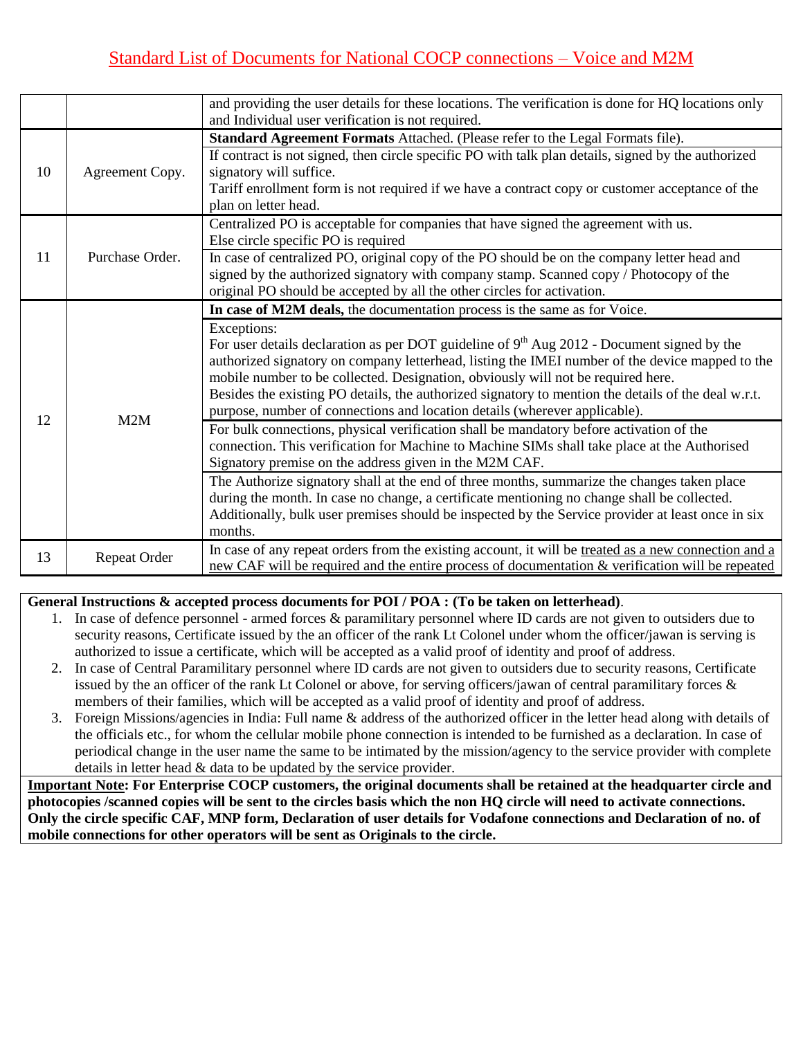## Standard List of Documents for National COCP connections – Voice and M2M

| | | |
|---|---|---|
| | | and providing the user details for these locations. The verification is done for HQ locations only and Individual user verification is not required. |
| 10 | Agreement Copy. | **Standard Agreement Formats** Attached. (Please refer to the Legal Formats file).<br>If contract is not signed, then circle specific PO with talk plan details, signed by the authorized signatory will suffice.<br>Tariff enrollment form is not required if we have a contract copy or customer acceptance of the plan on letter head. |
| 11 | Purchase Order. | Centralized PO is acceptable for companies that have signed the agreement with us.<br>Else circle specific PO is required<br>In case of centralized PO, original copy of the PO should be on the company letter head and signed by the authorized signatory with company stamp. Scanned copy / Photocopy of the original PO should be accepted by all the other circles for activation. |
| 12 | M2M | **In case of M2M deals,** the documentation process is the same as for Voice.<br>Exceptions:<br>For user details declaration as per DOT guideline of 9th Aug 2012 - Document signed by the authorized signatory on company letterhead, listing the IMEI number of the device mapped to the mobile number to be collected. Designation, obviously will not be required here.<br>Besides the existing PO details, the authorized signatory to mention the details of the deal w.r.t. purpose, number of connections and location details (wherever applicable).<br>For bulk connections, physical verification shall be mandatory before activation of the connection. This verification for Machine to Machine SIMs shall take place at the Authorised Signatory premise on the address given in the M2M CAF.<br>The Authorize signatory shall at the end of three months, summarize the changes taken place during the month. In case no change, a certificate mentioning no change shall be collected. Additionally, bulk user premises should be inspected by the Service provider at least once in six months. |
| 13 | Repeat Order | In case of any repeat orders from the existing account, it will be treated as a new connection and a new CAF will be required and the entire process of documentation & verification will be repeated |

**General Instructions & accepted process documents for POI / POA : (To be taken on letterhead)**.

1. In case of defence personnel - armed forces & paramilitary personnel where ID cards are not given to outsiders due to security reasons, Certificate issued by the an officer of the rank Lt Colonel under whom the officer/jawan is serving is authorized to issue a certificate, which will be accepted as a valid proof of identity and proof of address.
2. In case of Central Paramilitary personnel where ID cards are not given to outsiders due to security reasons, Certificate issued by the an officer of the rank Lt Colonel or above, for serving officers/jawan of central paramilitary forces & members of their families, which will be accepted as a valid proof of identity and proof of address.
3. Foreign Missions/agencies in India: Full name & address of the authorized officer in the letter head along with details of the officials etc., for whom the cellular mobile phone connection is intended to be furnished as a declaration. In case of periodical change in the user name the same to be intimated by the mission/agency to the service provider with complete details in letter head & data to be updated by the service provider.

**Important Note: For Enterprise COCP customers, the original documents shall be retained at the headquarter circle and photocopies /scanned copies will be sent to the circles basis which the non HQ circle will need to activate connections. Only the circle specific CAF, MNP form, Declaration of user details for Vodafone connections and Declaration of no. of mobile connections for other operators will be sent as Originals to the circle.**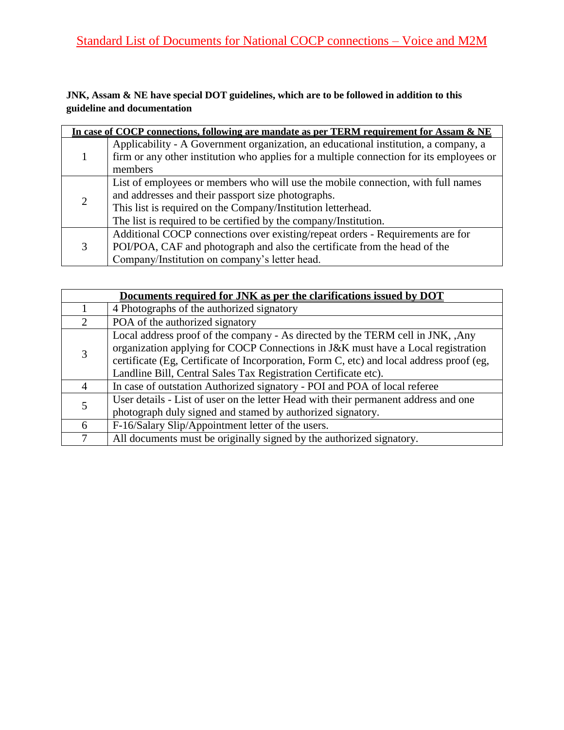# Standard List of Documents for National COCP connections – Voice and M2M

**JNK, Assam & NE have special DOT guidelines, which are to be followed in addition to this guideline and documentation**

| In case of COCP connections, following are mandate as per TERM requirement for Assam & NE | |
|---|---|
| 1 | Applicability - A Government organization, an educational institution, a company, a firm or any other institution who applies for a multiple connection for its employees or members |
| 2 | List of employees or members who will use the mobile connection, with full names and addresses and their passport size photographs.<br>This list is required on the Company/Institution letterhead.<br>The list is required to be certified by the company/Institution. |
| 3 | Additional COCP connections over existing/repeat orders - Requirements are for POI/POA, CAF and photograph and also the certificate from the head of the Company/Institution on company's letter head. |

| Documents required for JNK as per the clarifications issued by DOT | |
|---|---|
| 1 | 4 Photographs of the authorized signatory |
| 2 | POA of the authorized signatory |
| 3 | Local address proof of the company - As directed by the TERM cell in JNK, ,Any organization applying for COCP Connections in J&K must have a Local registration certificate (Eg, Certificate of Incorporation, Form C, etc) and local address proof (eg, Landline Bill, Central Sales Tax Registration Certificate etc). |
| 4 | In case of outstation Authorized signatory - POI and POA of local referee |
| 5 | User details - List of user on the letter Head with their permanent address and one photograph duly signed and stamed by authorized signatory. |
| 6 | F-16/Salary Slip/Appointment letter of the users. |
| 7 | All documents must be originally signed by the authorized signatory. |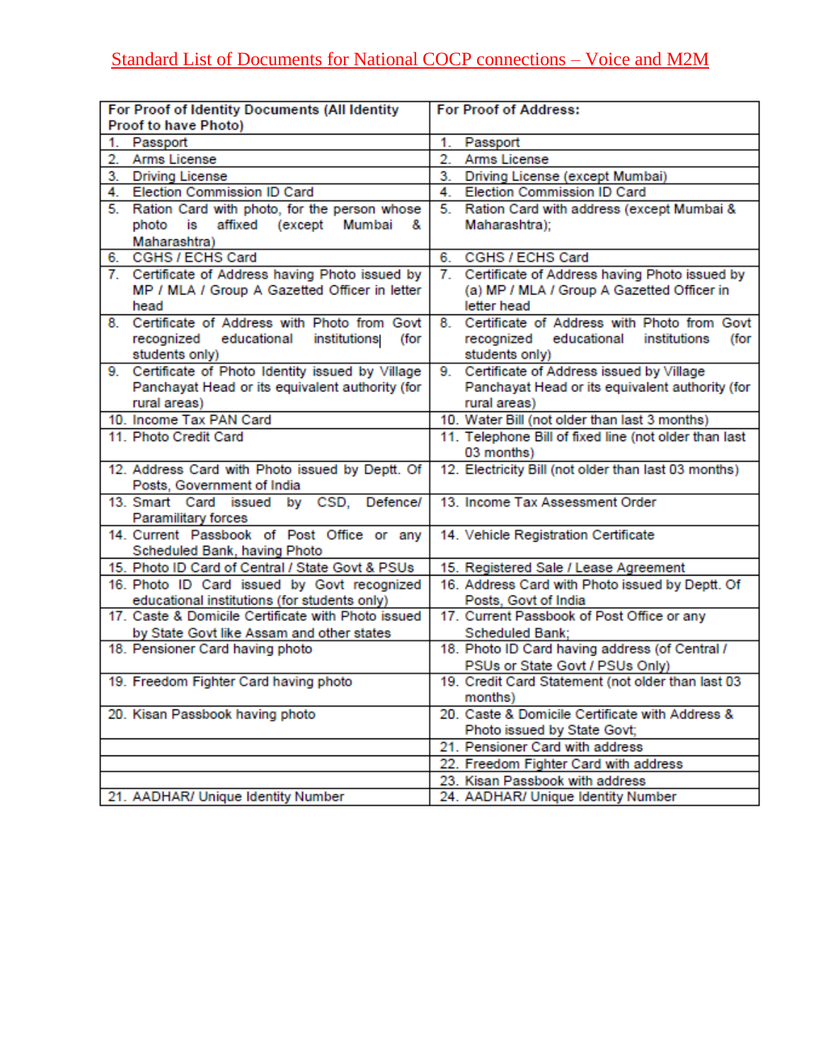Standard List of Documents for National COCP connections – Voice and M2M

| For Proof of Identity Documents (All Identity Proof to have Photo) | For Proof of Address: |
|---|---|
| 1. Passport | 1. Passport |
| 2. Arms License | 2. Arms License |
| 3. Driving License | 3. Driving License (except Mumbai) |
| 4. Election Commission ID Card | 4. Election Commission ID Card |
| 5. Ration Card with photo, for the person whose photo is affixed (except Mumbai & Maharashtra) | 5. Ration Card with address (except Mumbai & Maharashtra); |
| 6. CGHS / ECHS Card | 6. CGHS / ECHS Card |
| 7. Certificate of Address having Photo issued by MP / MLA / Group A Gazetted Officer in letter head | 7. Certificate of Address having Photo issued by (a) MP / MLA / Group A Gazetted Officer in letter head |
| 8. Certificate of Address with Photo from Govt recognized educational institutions (for students only) | 8. Certificate of Address with Photo from Govt recognized educational institutions (for students only) |
| 9. Certificate of Photo Identity issued by Village Panchayat Head or its equivalent authority (for rural areas) | 9. Certificate of Address issued by Village Panchayat Head or its equivalent authority (for rural areas) |
| 10. Income Tax PAN Card | 10. Water Bill (not older than last 3 months) |
| 11. Photo Credit Card | 11. Telephone Bill of fixed line (not older than last 03 months) |
| 12. Address Card with Photo issued by Deptt. Of Posts, Government of India | 12. Electricity Bill (not older than last 03 months) |
| 13. Smart Card issued by CSD, Defence/ Paramilitary forces | 13. Income Tax Assessment Order |
| 14. Current Passbook of Post Office or any Scheduled Bank, having Photo | 14. Vehicle Registration Certificate |
| 15. Photo ID Card of Central / State Govt & PSUs | 15. Registered Sale / Lease Agreement |
| 16. Photo ID Card issued by Govt recognized educational institutions (for students only) | 16. Address Card with Photo issued by Deptt. Of Posts, Govt of India |
| 17. Caste & Domicile Certificate with Photo issued by State Govt like Assam and other states | 17. Current Passbook of Post Office or any Scheduled Bank; |
| 18. Pensioner Card having photo | 18. Photo ID Card having address (of Central / PSUs or State Govt / PSUs Only) |
| 19. Freedom Fighter Card having photo | 19. Credit Card Statement (not older than last 03 months) |
| 20. Kisan Passbook having photo | 20. Caste & Domicile Certificate with Address & Photo issued by State Govt; |
| | 21. Pensioner Card with address |
| | 22. Freedom Fighter Card with address |
| | 23. Kisan Passbook with address |
| 21. AADHAR/ Unique Identity Number | 24. AADHAR/ Unique Identity Number |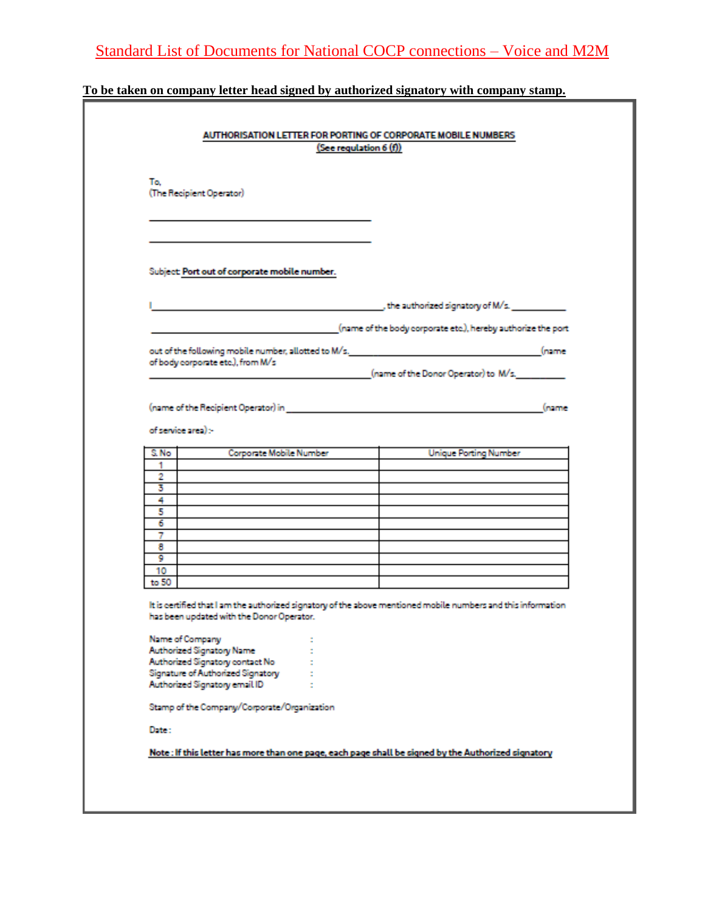# Standard List of Documents for National COCP connections – Voice and M2M

**To be taken on company letter head signed by authorized signatory with company stamp.**

**AUTHORISATION LETTER FOR PORTING OF CORPORATE MOBILE NUMBERS**
**(See regulation 6 (f))**

To,
(The Recipient Operator)

\_\_\_\_\_\_\_\_\_\_\_\_\_\_\_\_\_\_\_\_\_\_\_\_\_\_\_\_\_\_\_\_\_\_\_\_\_\_\_\_

\_\_\_\_\_\_\_\_\_\_\_\_\_\_\_\_\_\_\_\_\_\_\_\_\_\_\_\_\_\_\_\_\_\_\_\_\_\_\_\_

Subject: **Port out of corporate mobile number.**

I \_\_\_\_\_\_\_\_\_\_\_\_\_\_\_\_\_\_\_\_\_\_\_\_\_\_\_\_\_\_\_\_\_\_\_\_\_\_\_\_, the authorized signatory of M/s. \_\_\_\_\_\_\_\_\_\_ \_\_\_\_\_\_\_\_\_\_\_\_\_\_\_\_\_\_\_\_\_\_\_\_\_\_\_\_\_\_ (name of the body corporate etc.), hereby authorize the port out of the following mobile number, allotted to M/s. \_\_\_\_\_\_\_\_\_\_\_\_\_\_\_\_\_\_\_\_\_\_\_\_\_\_\_\_\_\_\_\_\_\_ (name of body corporate etc.), from M/s \_\_\_\_\_\_\_\_\_\_\_\_\_\_\_\_\_\_\_\_\_\_\_\_\_\_\_\_\_\_\_\_\_\_ (name of the Donor Operator) to M/s. \_\_\_\_\_\_\_\_\_\_

(name of the Recipient Operator) in \_\_\_\_\_\_\_\_\_\_\_\_\_\_\_\_\_\_\_\_\_\_\_\_\_\_\_\_\_\_\_\_\_\_\_\_\_\_\_\_\_\_\_\_ (name of service area) :-

| S. No | Corporate Mobile Number | Unique Porting Number |
|---|---|---|
| 1 | | |
| 2 | | |
| 3 | | |
| 4 | | |
| 5 | | |
| 6 | | |
| 7 | | |
| 8 | | |
| 9 | | |
| 10 | | |
| to 50 | | |

It is certified that I am the authorized signatory of the above mentioned mobile numbers and this information has been updated with the Donor Operator.

Name of Company :
Authorized Signatory Name :
Authorized Signatory contact No :
Signature of Authorized Signatory :
Authorized Signatory email ID :

Stamp of the Company/Corporate/Organization

Date :

**Note : If this letter has more than one page, each page shall be signed by the Authorized signatory**